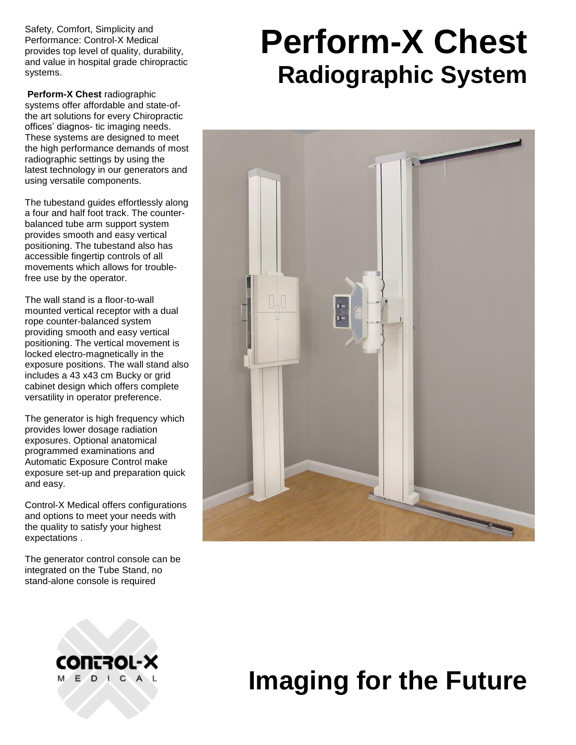# Perform-X Chest

## Radiographic System

Safety, Comfort, Simplicity and Performance: Control-X Medical provides top level of quality, durability, and value in hospital grade chiropractic systems.

**Perform-X Chest** radiographic systems offer affordable and state-of-the art solutions for every Chiropractic offices' diagnos- tic imaging needs. These systems are designed to meet the high performance demands of most radiographic settings by using the latest technology in our generators and using versatile components.

The tubestand guides effortlessly along a four and half foot track. The counter-balanced tube arm support system provides smooth and easy vertical positioning. The tubestand also has accessible fingertip controls of all movements which allows for trouble-free use by the operator.

The wall stand is a floor-to-wall mounted vertical receptor with a dual rope counter-balanced system providing smooth and easy vertical positioning. The vertical movement is locked electro-magnetically in the exposure positions. The wall stand also includes a 43 x43 cm Bucky or grid cabinet design which offers complete versatility in operator preference.

The generator is high frequency which provides lower dosage radiation exposures. Optional anatomical programmed examinations and Automatic Exposure Control make exposure set-up and preparation quick and easy.

Control-X Medical offers configurations and options to meet your needs with the quality to satisfy your highest expectations .

The generator control console can be integrated on the Tube Stand, no stand-alone console is required

CONTROL-X MEDICAL

# Imaging for the Future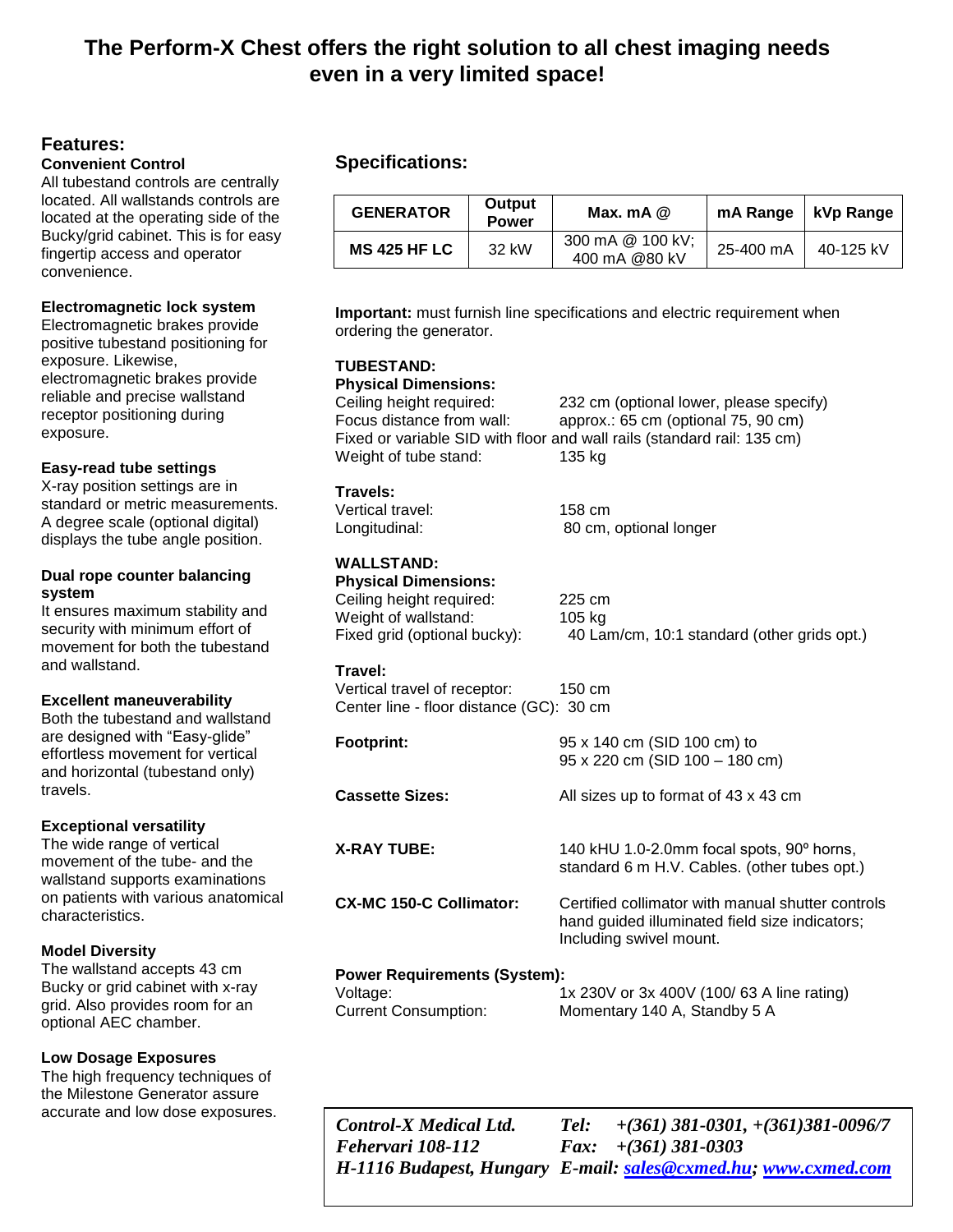# The Perform-X Chest offers the right solution to all chest imaging needs even in a very limited space!

## Features:

### Convenient Control

All tubestand controls are centrally located. All wallstands controls are located at the operating side of the Bucky/grid cabinet. This is for easy fingertip access and operator convenience.

### Electromagnetic lock system

Electromagnetic brakes provide positive tubestand positioning for exposure. Likewise, electromagnetic brakes provide reliable and precise wallstand receptor positioning during exposure.

### Easy-read tube settings

X-ray position settings are in standard or metric measurements. A degree scale (optional digital) displays the tube angle position.

### Dual rope counter balancing system

It ensures maximum stability and security with minimum effort of movement for both the tubestand and wallstand.

### Excellent maneuverability

Both the tubestand and wallstand are designed with "Easy-glide" effortless movement for vertical and horizontal (tubestand only) travels.

### Exceptional versatility

The wide range of vertical movement of the tube- and the wallstand supports examinations on patients with various anatomical characteristics.

### Model Diversity

The wallstand accepts 43 cm Bucky or grid cabinet with x-ray grid. Also provides room for an optional AEC chamber.

### Low Dosage Exposures

The high frequency techniques of the Milestone Generator assure accurate and low dose exposures.

## Specifications:

| GENERATOR | Output Power | Max. mA @ | mA Range | kVp Range |
|---|---|---|---|---|
| **MS 425 HF LC** | 32 kW | 300 mA @ 100 kV; 400 mA @80 kV | 25-400 mA | 40-125 kV |

**Important:** must furnish line specifications and electric requirement when ordering the generator.

**TUBESTAND:**

**Physical Dimensions:**

Ceiling height required: 232 cm (optional lower, please specify)
Focus distance from wall: approx.: 65 cm (optional 75, 90 cm)
Fixed or variable SID with floor and wall rails (standard rail: 135 cm)
Weight of tube stand: 135 kg

**Travels:**

Vertical travel: 158 cm
Longitudinal: 80 cm, optional longer

**WALLSTAND:**

**Physical Dimensions:**

Ceiling height required: 225 cm
Weight of wallstand: 105 kg
Fixed grid (optional bucky): 40 Lam/cm, 10:1 standard (other grids opt.)

**Travel:**

Vertical travel of receptor: 150 cm
Center line - floor distance (GC): 30 cm

**Footprint:** 95 x 140 cm (SID 100 cm) to 95 x 220 cm (SID 100 – 180 cm)

**Cassette Sizes:** All sizes up to format of 43 x 43 cm

**X-RAY TUBE:** 140 kHU 1.0-2.0mm focal spots, 90º horns, standard 6 m H.V. Cables. (other tubes opt.)

**CX-MC 150-C Collimator:** Certified collimator with manual shutter controls hand guided illuminated field size indicators; Including swivel mount.

**Power Requirements (System):**

Voltage: 1x 230V or 3x 400V (100/ 63 A line rating)
Current Consumption: Momentary 140 A, Standby 5 A

***Control-X Medical Ltd.***
***Fehervari 108-112***
***H-1116 Budapest, Hungary***

***Tel: +(361) 381-0301, +(361)381-0096/7***
***Fax: +(361) 381-0303***
***E-mail: sales@cxmed.hu; www.cxmed.com***